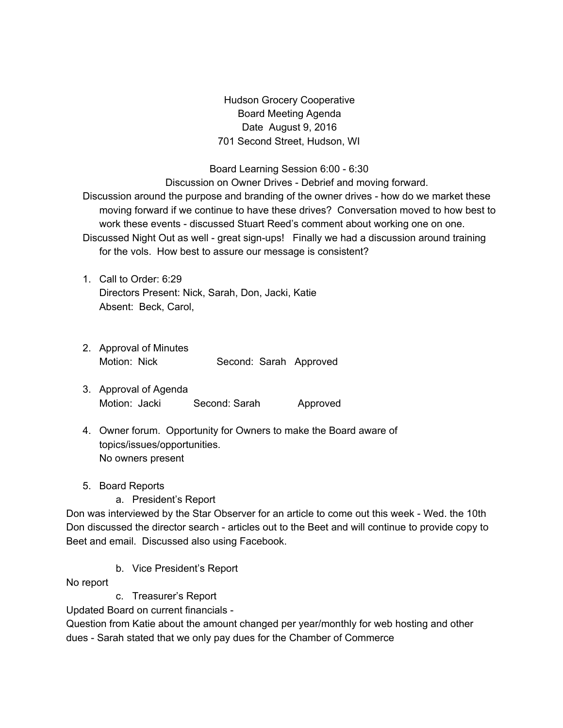Hudson Grocery Cooperative
Board Meeting Agenda
Date August 9, 2016
701 Second Street, Hudson, WI

Board Learning Session 6:00 - 6:30
Discussion on Owner Drives - Debrief and moving forward.

Discussion around the purpose and branding of the owner drives - how do we market these moving forward if we continue to have these drives? Conversation moved to how best to work these events - discussed Stuart Reed's comment about working one on one.

Discussed Night Out as well - great sign-ups! Finally we had a discussion around training for the vols. How best to assure our message is consistent?

1. Call to Order: 6:29
   Directors Present: Nick, Sarah, Don, Jacki, Katie
   Absent: Beck, Carol,

2. Approval of Minutes
   Motion: Nick Second: Sarah Approved

3. Approval of Agenda
   Motion: Jacki Second: Sarah Approved

4. Owner forum. Opportunity for Owners to make the Board aware of topics/issues/opportunities.
   No owners present

5. Board Reports
   a. President's Report

Don was interviewed by the Star Observer for an article to come out this week - Wed. the 10th
Don discussed the director search - articles out to the Beet and will continue to provide copy to Beet and email. Discussed also using Facebook.

   b. Vice President's Report

No report

   c. Treasurer's Report

Updated Board on current financials -
Question from Katie about the amount changed per year/monthly for web hosting and other dues - Sarah stated that we only pay dues for the Chamber of Commerce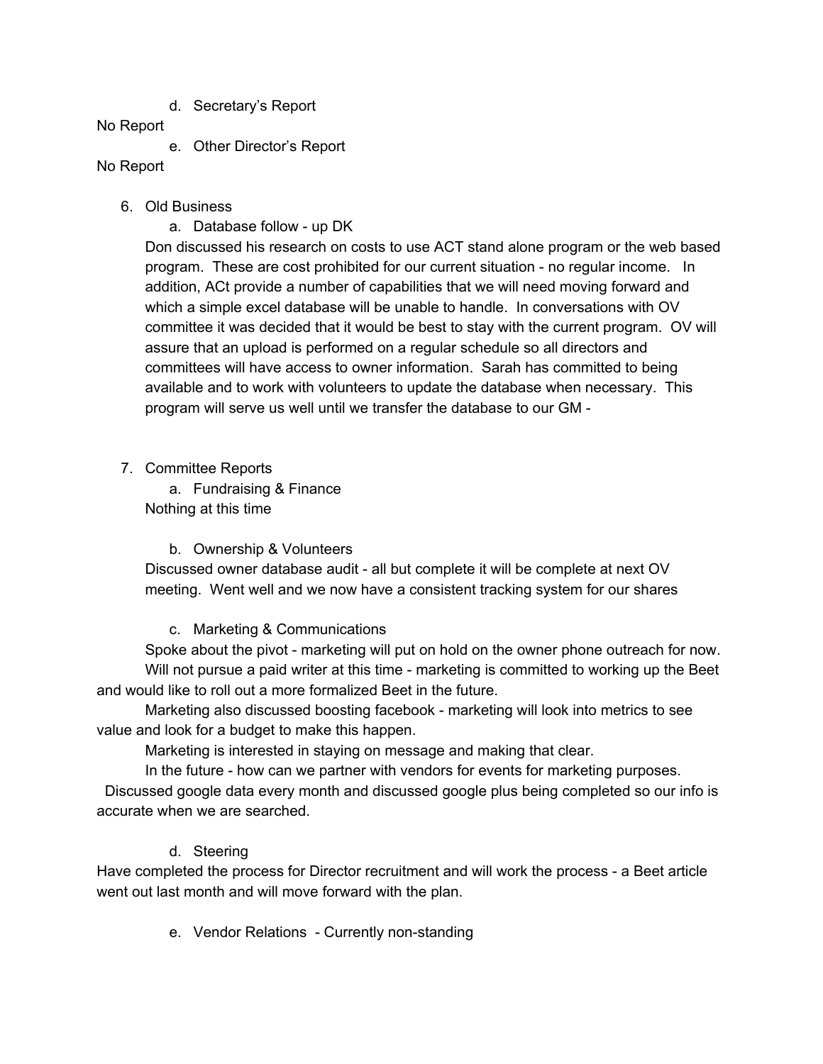d. Secretary's Report

No Report

e. Other Director's Report

No Report

6. Old Business
   a. Database follow - up DK

   Don discussed his research on costs to use ACT stand alone program or the web based program. These are cost prohibited for our current situation - no regular income. In addition, ACt provide a number of capabilities that we will need moving forward and which a simple excel database will be unable to handle. In conversations with OV committee it was decided that it would be best to stay with the current program. OV will assure that an upload is performed on a regular schedule so all directors and committees will have access to owner information. Sarah has committed to being available and to work with volunteers to update the database when necessary. This program will serve us well until we transfer the database to our GM -

7. Committee Reports
   a. Fundraising & Finance

   Nothing at this time

   b. Ownership & Volunteers

   Discussed owner database audit - all but complete it will be complete at next OV meeting. Went well and we now have a consistent tracking system for our shares

   c. Marketing & Communications

Spoke about the pivot - marketing will put on hold on the owner phone outreach for now.

Will not pursue a paid writer at this time - marketing is committed to working up the Beet and would like to roll out a more formalized Beet in the future.

Marketing also discussed boosting facebook - marketing will look into metrics to see value and look for a budget to make this happen.

Marketing is interested in staying on message and making that clear.

In the future - how can we partner with vendors for events for marketing purposes.

Discussed google data every month and discussed google plus being completed so our info is accurate when we are searched.

d. Steering

Have completed the process for Director recruitment and will work the process - a Beet article went out last month and will move forward with the plan.

e. Vendor Relations - Currently non-standing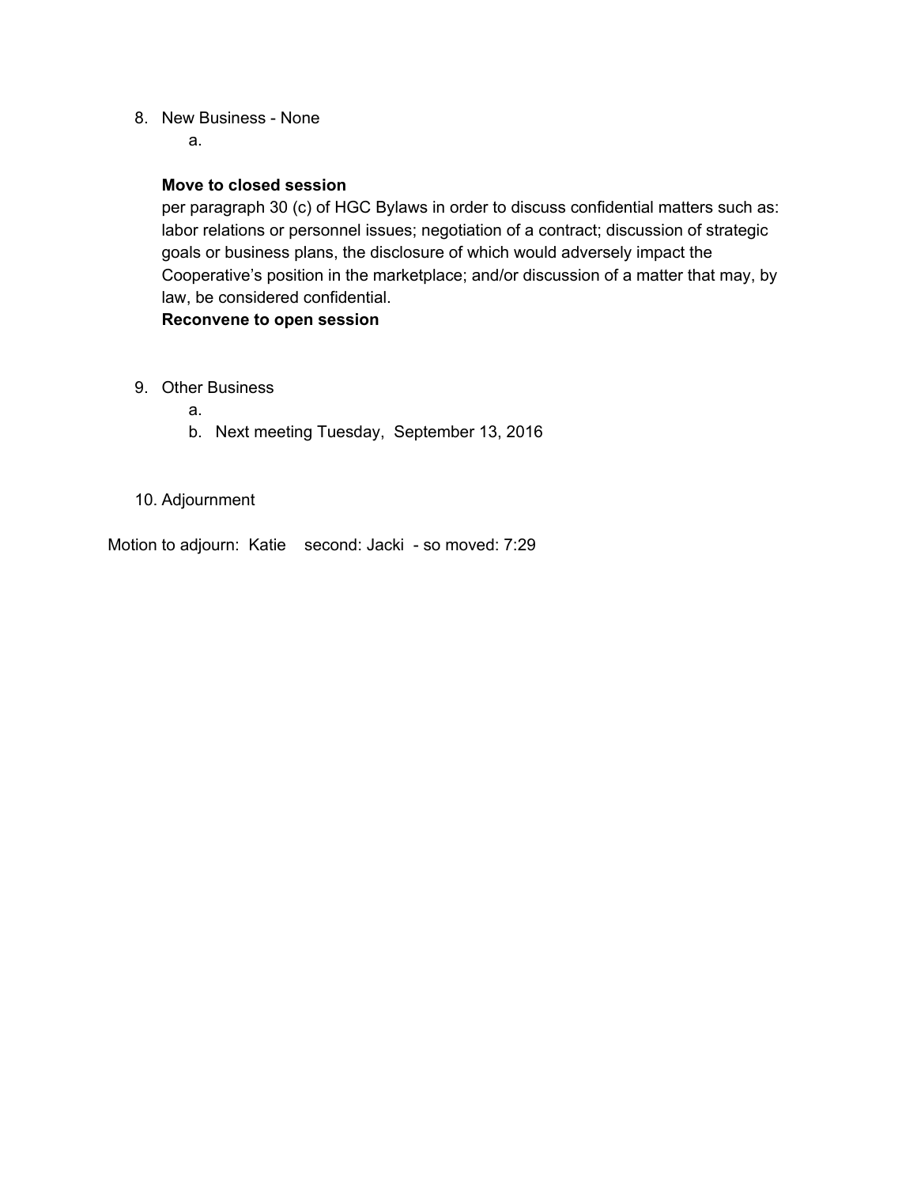8. New Business - None
    a.

    **Move to closed session**
    per paragraph 30 (c) of HGC Bylaws in order to discuss confidential matters such as: labor relations or personnel issues; negotiation of a contract; discussion of strategic goals or business plans, the disclosure of which would adversely impact the Cooperative's position in the marketplace; and/or discussion of a matter that may, by law, be considered confidential.
    **Reconvene to open session**

9. Other Business
    a.
    b. Next meeting Tuesday, September 13, 2016

10. Adjournment

Motion to adjourn: Katie second: Jacki - so moved: 7:29